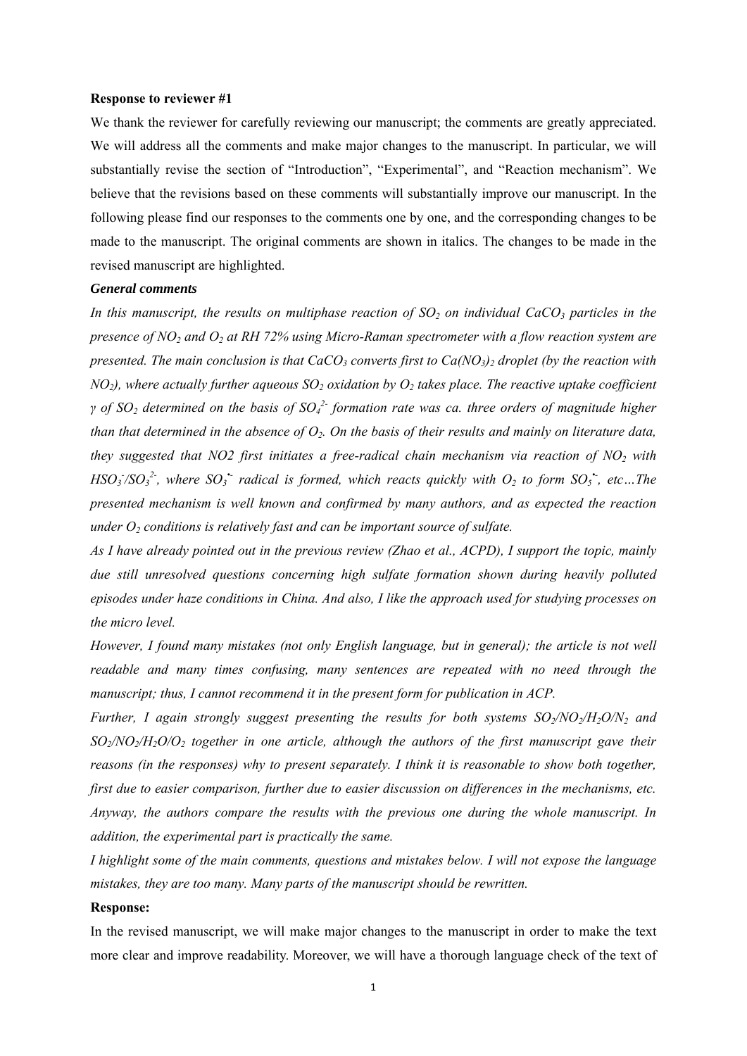**Response to reviewer #1**

We thank the reviewer for carefully reviewing our manuscript; the comments are greatly appreciated. We will address all the comments and make major changes to the manuscript. In particular, we will substantially revise the section of "Introduction", "Experimental", and "Reaction mechanism". We believe that the revisions based on these comments will substantially improve our manuscript. In the following please find our responses to the comments one by one, and the corresponding changes to be made to the manuscript. The original comments are shown in italics. The changes to be made in the revised manuscript are highlighted.

***General comments***

*In this manuscript, the results on multiphase reaction of $SO_2$ on individual $CaCO_3$ particles in the presence of $NO_2$ and $O_2$ at RH 72% using Micro-Raman spectrometer with a flow reaction system are presented. The main conclusion is that $CaCO_3$ converts first to $Ca(NO_3)_2$ droplet (by the reaction with $NO_2$), where actually further aqueous $SO_2$ oxidation by $O_2$ takes place. The reactive uptake coefficient γ of $SO_2$ determined on the basis of $SO_4^{2-}$ formation rate was ca. three orders of magnitude higher than that determined in the absence of $O_2$. On the basis of their results and mainly on literature data, they suggested that NO2 first initiates a free-radical chain mechanism via reaction of $NO_2$ with $HSO_3^-/SO_3^{2-}$, where $SO_3^{\bullet-}$ radical is formed, which reacts quickly with $O_2$ to form $SO_5^{\bullet-}$, etc…The presented mechanism is well known and confirmed by many authors, and as expected the reaction under $O_2$ conditions is relatively fast and can be important source of sulfate.*

*As I have already pointed out in the previous review (Zhao et al., ACPD), I support the topic, mainly due still unresolved questions concerning high sulfate formation shown during heavily polluted episodes under haze conditions in China. And also, I like the approach used for studying processes on the micro level.*

*However, I found many mistakes (not only English language, but in general); the article is not well readable and many times confusing, many sentences are repeated with no need through the manuscript; thus, I cannot recommend it in the present form for publication in ACP.*

*Further, I again strongly suggest presenting the results for both systems $SO_2/NO_2/H_2O/N_2$ and $SO_2/NO_2/H_2O/O_2$ together in one article, although the authors of the first manuscript gave their reasons (in the responses) why to present separately. I think it is reasonable to show both together, first due to easier comparison, further due to easier discussion on differences in the mechanisms, etc. Anyway, the authors compare the results with the previous one during the whole manuscript. In addition, the experimental part is practically the same.*

*I highlight some of the main comments, questions and mistakes below. I will not expose the language mistakes, they are too many. Many parts of the manuscript should be rewritten.*

**Response:**

In the revised manuscript, we will make major changes to the manuscript in order to make the text more clear and improve readability. Moreover, we will have a thorough language check of the text of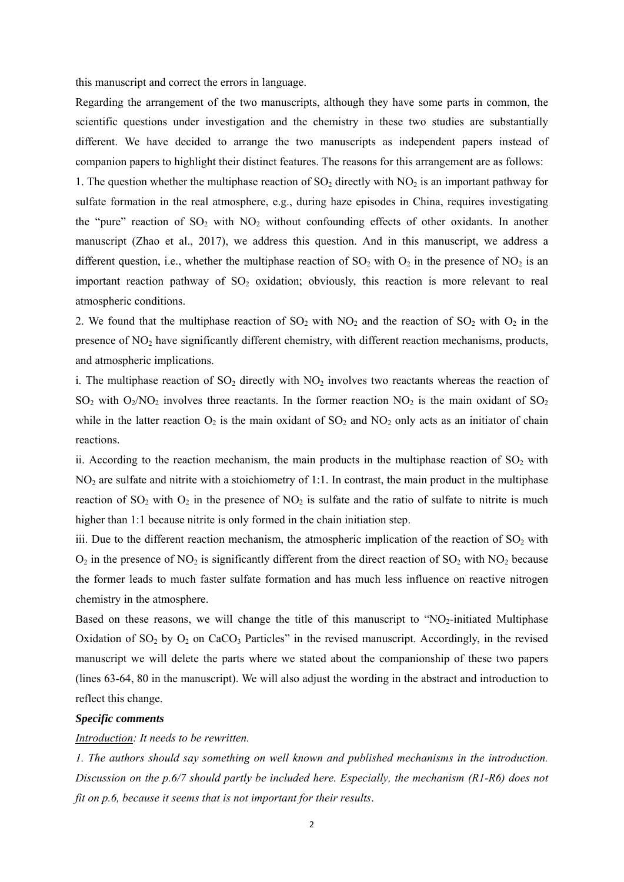this manuscript and correct the errors in language.

Regarding the arrangement of the two manuscripts, although they have some parts in common, the scientific questions under investigation and the chemistry in these two studies are substantially different. We have decided to arrange the two manuscripts as independent papers instead of companion papers to highlight their distinct features. The reasons for this arrangement are as follows:

1. The question whether the multiphase reaction of $SO_2$ directly with $NO_2$ is an important pathway for sulfate formation in the real atmosphere, e.g., during haze episodes in China, requires investigating the "pure" reaction of $SO_2$ with $NO_2$ without confounding effects of other oxidants. In another manuscript (Zhao et al., 2017), we address this question. And in this manuscript, we address a different question, i.e., whether the multiphase reaction of $SO_2$ with $O_2$ in the presence of $NO_2$ is an important reaction pathway of $SO_2$ oxidation; obviously, this reaction is more relevant to real atmospheric conditions.

2. We found that the multiphase reaction of $SO_2$ with $NO_2$ and the reaction of $SO_2$ with $O_2$ in the presence of $NO_2$ have significantly different chemistry, with different reaction mechanisms, products, and atmospheric implications.

i. The multiphase reaction of $SO_2$ directly with $NO_2$ involves two reactants whereas the reaction of $SO_2$ with $O_2/NO_2$ involves three reactants. In the former reaction $NO_2$ is the main oxidant of $SO_2$ while in the latter reaction $O_2$ is the main oxidant of $SO_2$ and $NO_2$ only acts as an initiator of chain reactions.

ii. According to the reaction mechanism, the main products in the multiphase reaction of $SO_2$ with $NO_2$ are sulfate and nitrite with a stoichiometry of 1:1. In contrast, the main product in the multiphase reaction of $SO_2$ with $O_2$ in the presence of $NO_2$ is sulfate and the ratio of sulfate to nitrite is much higher than 1:1 because nitrite is only formed in the chain initiation step.

iii. Due to the different reaction mechanism, the atmospheric implication of the reaction of $SO_2$ with $O_2$ in the presence of $NO_2$ is significantly different from the direct reaction of $SO_2$ with $NO_2$ because the former leads to much faster sulfate formation and has much less influence on reactive nitrogen chemistry in the atmosphere.

Based on these reasons, we will change the title of this manuscript to "$NO_2$-initiated Multiphase Oxidation of $SO_2$ by $O_2$ on $CaCO_3$ Particles" in the revised manuscript. Accordingly, in the revised manuscript we will delete the parts where we stated about the companionship of these two papers (lines 63-64, 80 in the manuscript). We will also adjust the wording in the abstract and introduction to reflect this change.

***Specific comments***

*<u>Introduction</u>: It needs to be rewritten.*

*1. The authors should say something on well known and published mechanisms in the introduction. Discussion on the p.6/7 should partly be included here. Especially, the mechanism (R1-R6) does not fit on p.6, because it seems that is not important for their results.*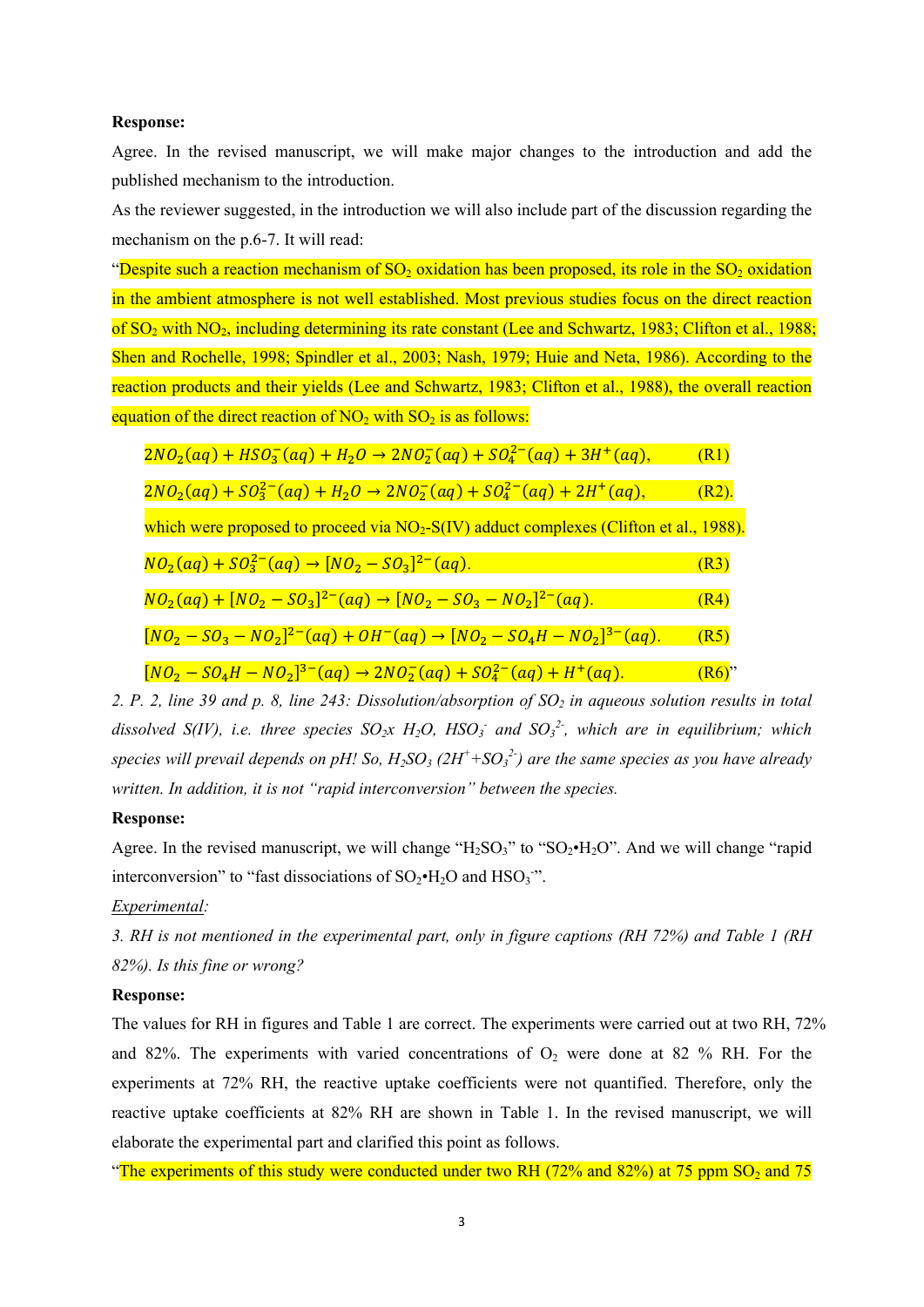**Response:**

Agree. In the revised manuscript, we will make major changes to the introduction and add the published mechanism to the introduction.

As the reviewer suggested, in the introduction we will also include part of the discussion regarding the mechanism on the p.6-7. It will read:

"Despite such a reaction mechanism of $SO_2$ oxidation has been proposed, its role in the $SO_2$ oxidation in the ambient atmosphere is not well established. Most previous studies focus on the direct reaction of $SO_2$ with $NO_2$, including determining its rate constant (Lee and Schwartz, 1983; Clifton et al., 1988; Shen and Rochelle, 1998; Spindler et al., 2003; Nash, 1979; Huie and Neta, 1986). According to the reaction products and their yields (Lee and Schwartz, 1983; Clifton et al., 1988), the overall reaction equation of the direct reaction of $NO_2$ with $SO_2$ is as follows:

$$2NO_2(aq) + HSO_3^-(aq) + H_2O \rightarrow 2NO_2^-(aq) + SO_4^{2-}(aq) + 3H^+(aq), \quad \text{(R1)}$$

$$2NO_2(aq) + SO_3^{2-}(aq) + H_2O \rightarrow 2NO_2^-(aq) + SO_4^{2-}(aq) + 2H^+(aq), \quad \text{(R2).}$$

which were proposed to proceed via $NO_2$-S(IV) adduct complexes (Clifton et al., 1988).

$$NO_2(aq) + SO_3^{2-}(aq) \rightarrow [NO_2 - SO_3]^{2-}(aq). \quad \text{(R3)}$$

$$NO_2(aq) + [NO_2 - SO_3]^{2-}(aq) \rightarrow [NO_2 - SO_3 - NO_2]^{2-}(aq). \quad \text{(R4)}$$

$$[NO_2 - SO_3 - NO_2]^{2-}(aq) + OH^-(aq) \rightarrow [NO_2 - SO_4H - NO_2]^{3-}(aq). \quad \text{(R5)}$$

$$[NO_2 - SO_4H - NO_2]^{3-}(aq) \rightarrow 2NO_2^-(aq) + SO_4^{2-}(aq) + H^+(aq). \quad \text{(R6)}$$"

*2. P. 2, line 39 and p. 8, line 243: Dissolution/absorption of $SO_2$ in aqueous solution results in total dissolved S(IV), i.e. three species $SO_2$x $H_2O$, $HSO_3^-$ and $SO_3^{2-}$, which are in equilibrium; which species will prevail depends on pH! So, $H_2SO_3$ ($2H^+$+$SO_3^{2-}$) are the same species as you have already written. In addition, it is not "rapid interconversion" between the species.*

**Response:**

Agree. In the revised manuscript, we will change "$H_2SO_3$" to "$SO_2$•$H_2O$". And we will change "rapid interconversion" to "fast dissociations of $SO_2$•$H_2O$ and $HSO_3^-$".

*Experimental:*

*3. RH is not mentioned in the experimental part, only in figure captions (RH 72%) and Table 1 (RH 82%). Is this fine or wrong?*

**Response:**

The values for RH in figures and Table 1 are correct. The experiments were carried out at two RH, 72% and 82%. The experiments with varied concentrations of $O_2$ were done at 82 % RH. For the experiments at 72% RH, the reactive uptake coefficients were not quantified. Therefore, only the reactive uptake coefficients at 82% RH are shown in Table 1. In the revised manuscript, we will elaborate the experimental part and clarified this point as follows.

"The experiments of this study were conducted under two RH (72% and 82%) at 75 ppm $SO_2$ and 75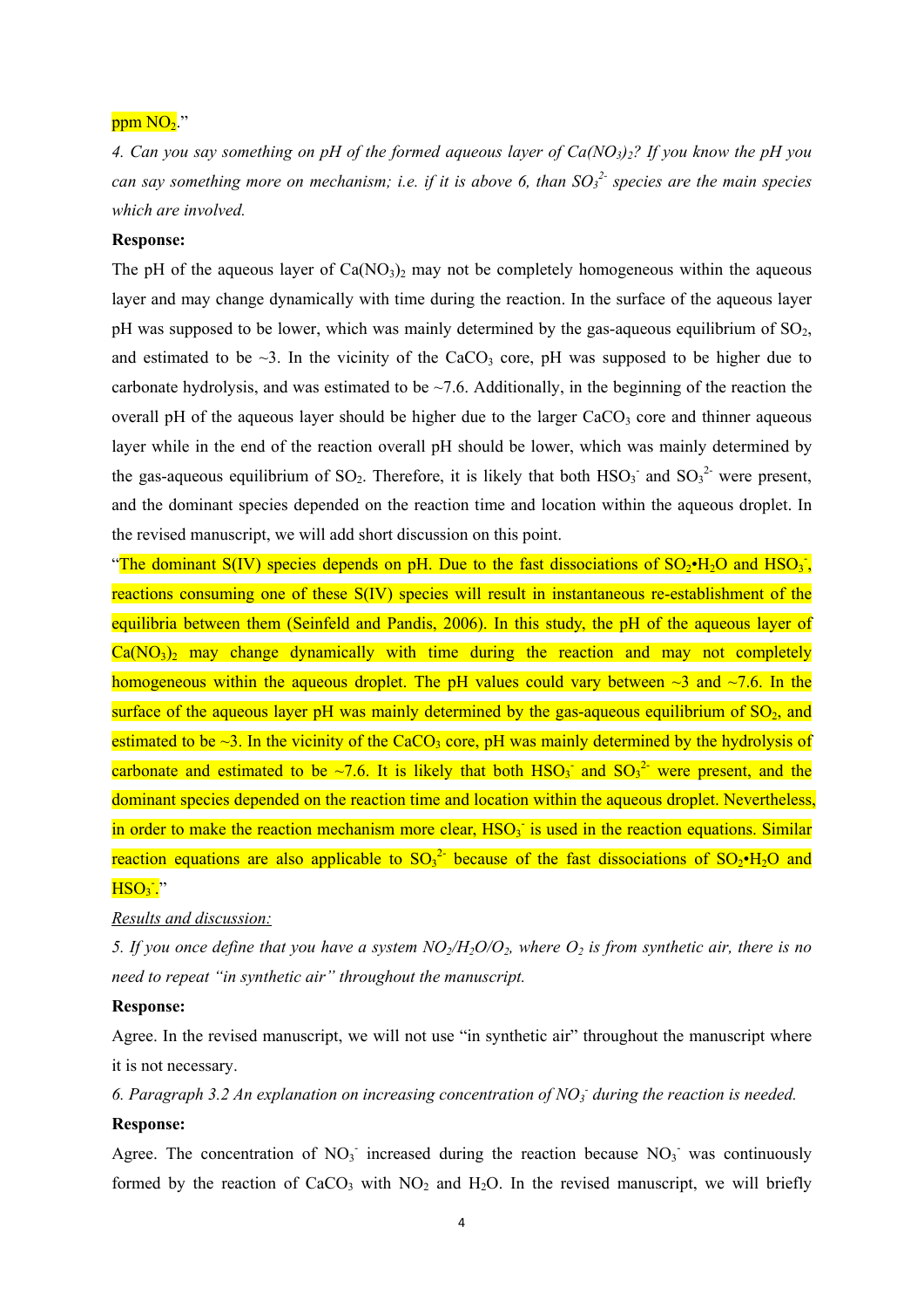ppm $NO_2$."

*4. Can you say something on pH of the formed aqueous layer of $Ca(NO_3)_2$? If you know the pH you can say something more on mechanism; i.e. if it is above 6, than $SO_3^{2-}$ species are the main species which are involved.*

**Response:**

The pH of the aqueous layer of $Ca(NO_3)_2$ may not be completely homogeneous within the aqueous layer and may change dynamically with time during the reaction. In the surface of the aqueous layer pH was supposed to be lower, which was mainly determined by the gas-aqueous equilibrium of $SO_2$, and estimated to be ~3. In the vicinity of the $CaCO_3$ core, pH was supposed to be higher due to carbonate hydrolysis, and was estimated to be ~7.6. Additionally, in the beginning of the reaction the overall pH of the aqueous layer should be higher due to the larger $CaCO_3$ core and thinner aqueous layer while in the end of the reaction overall pH should be lower, which was mainly determined by the gas-aqueous equilibrium of $SO_2$. Therefore, it is likely that both $HSO_3^-$ and $SO_3^{2-}$ were present, and the dominant species depended on the reaction time and location within the aqueous droplet. In the revised manuscript, we will add short discussion on this point.

"The dominant S(IV) species depends on pH. Due to the fast dissociations of $SO_2{\bullet}H_2O$ and $HSO_3^-$, reactions consuming one of these S(IV) species will result in instantaneous re-establishment of the equilibria between them (Seinfeld and Pandis, 2006). In this study, the pH of the aqueous layer of $Ca(NO_3)_2$ may change dynamically with time during the reaction and may not completely homogeneous within the aqueous droplet. The pH values could vary between ~3 and ~7.6. In the surface of the aqueous layer pH was mainly determined by the gas-aqueous equilibrium of $SO_2$, and estimated to be ~3. In the vicinity of the $CaCO_3$ core, pH was mainly determined by the hydrolysis of carbonate and estimated to be ~7.6. It is likely that both $HSO_3^-$ and $SO_3^{2-}$ were present, and the dominant species depended on the reaction time and location within the aqueous droplet. Nevertheless, in order to make the reaction mechanism more clear, $HSO_3^-$ is used in the reaction equations. Similar reaction equations are also applicable to $SO_3^{2-}$ because of the fast dissociations of $SO_2{\bullet}H_2O$ and $HSO_3^-$."

<u>*Results and discussion:*</u>

*5. If you once define that you have a system $NO_2/H_2O/O_2$, where $O_2$ is from synthetic air, there is no need to repeat "in synthetic air" throughout the manuscript.*

**Response:**

Agree. In the revised manuscript, we will not use "in synthetic air" throughout the manuscript where it is not necessary.

*6. Paragraph 3.2 An explanation on increasing concentration of $NO_3^-$ during the reaction is needed.*

**Response:**

Agree. The concentration of $NO_3^-$ increased during the reaction because $NO_3^-$ was continuously formed by the reaction of $CaCO_3$ with $NO_2$ and $H_2O$. In the revised manuscript, we will briefly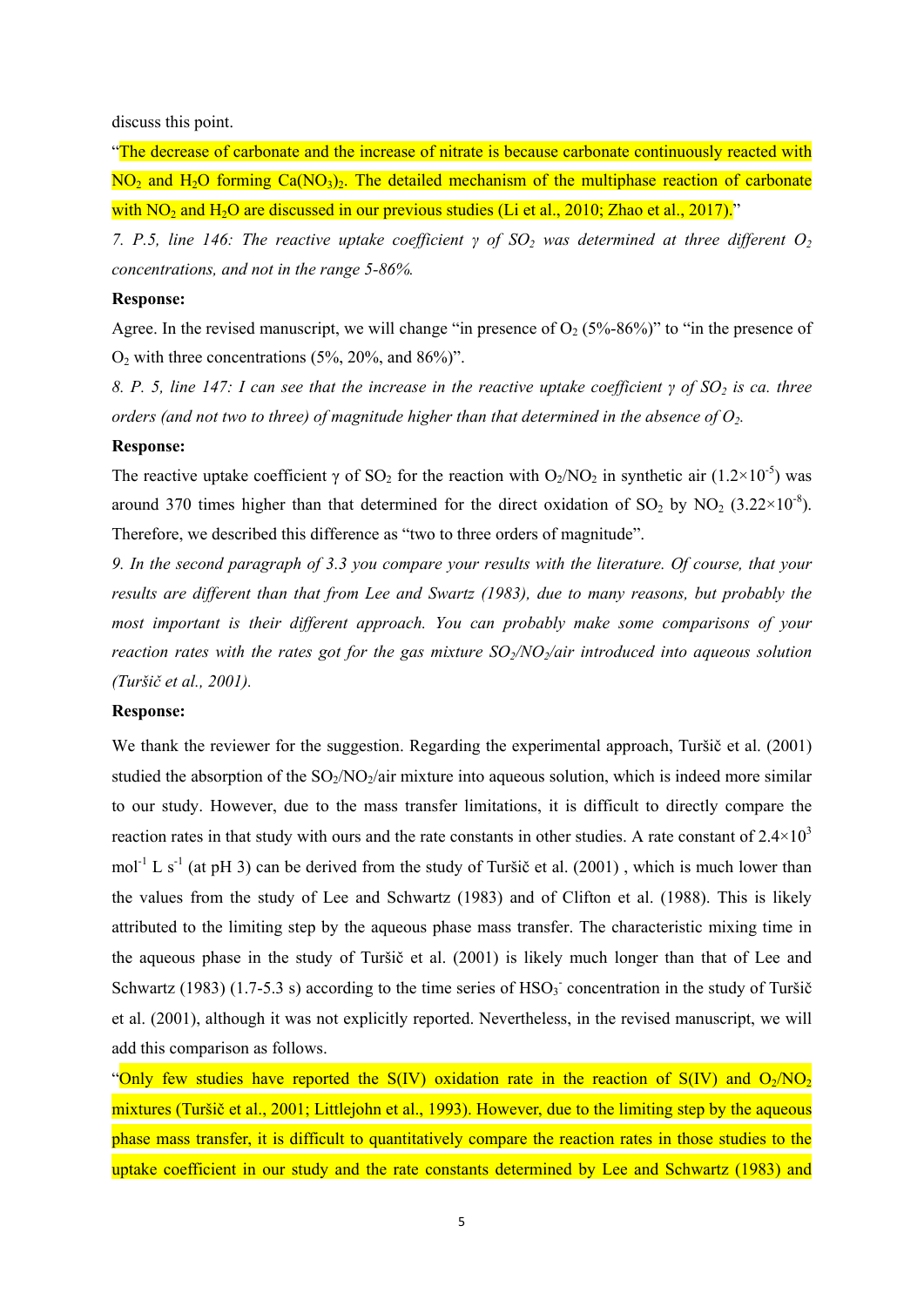discuss this point.

"The decrease of carbonate and the increase of nitrate is because carbonate continuously reacted with $NO_2$ and $H_2O$ forming $Ca(NO_3)_2$. The detailed mechanism of the multiphase reaction of carbonate with $NO_2$ and $H_2O$ are discussed in our previous studies (Li et al., 2010; Zhao et al., 2017)."

*7. P.5, line 146: The reactive uptake coefficient γ of $SO_2$ was determined at three different $O_2$ concentrations, and not in the range 5-86%.*

**Response:**

Agree. In the revised manuscript, we will change "in presence of $O_2$ (5%-86%)" to "in the presence of $O_2$ with three concentrations (5%, 20%, and 86%)".

*8. P. 5, line 147: I can see that the increase in the reactive uptake coefficient γ of $SO_2$ is ca. three orders (and not two to three) of magnitude higher than that determined in the absence of $O_2$.*

**Response:**

The reactive uptake coefficient γ of $SO_2$ for the reaction with $O_2$/$NO_2$ in synthetic air ($1.2\times10^{-5}$) was around 370 times higher than that determined for the direct oxidation of $SO_2$ by $NO_2$ ($3.22\times10^{-8}$). Therefore, we described this difference as "two to three orders of magnitude".

*9. In the second paragraph of 3.3 you compare your results with the literature. Of course, that your results are different than that from Lee and Swartz (1983), due to many reasons, but probably the most important is their different approach. You can probably make some comparisons of your reaction rates with the rates got for the gas mixture $SO_2$/$NO_2$/air introduced into aqueous solution (Turšič et al., 2001).*

**Response:**

We thank the reviewer for the suggestion. Regarding the experimental approach, Turšič et al. (2001) studied the absorption of the $SO_2$/$NO_2$/air mixture into aqueous solution, which is indeed more similar to our study. However, due to the mass transfer limitations, it is difficult to directly compare the reaction rates in that study with ours and the rate constants in other studies. A rate constant of $2.4\times10^{3}$ $mol^{-1}$ L $s^{-1}$ (at pH 3) can be derived from the study of Turšič et al. (2001) , which is much lower than the values from the study of Lee and Schwartz (1983) and of Clifton et al. (1988). This is likely attributed to the limiting step by the aqueous phase mass transfer. The characteristic mixing time in the aqueous phase in the study of Turšič et al. (2001) is likely much longer than that of Lee and Schwartz (1983) (1.7-5.3 s) according to the time series of $HSO_3^-$ concentration in the study of Turšič et al. (2001), although it was not explicitly reported. Nevertheless, in the revised manuscript, we will add this comparison as follows.

"Only few studies have reported the S(IV) oxidation rate in the reaction of S(IV) and $O_2$/$NO_2$ mixtures (Turšič et al., 2001; Littlejohn et al., 1993). However, due to the limiting step by the aqueous phase mass transfer, it is difficult to quantitatively compare the reaction rates in those studies to the uptake coefficient in our study and the rate constants determined by Lee and Schwartz (1983) and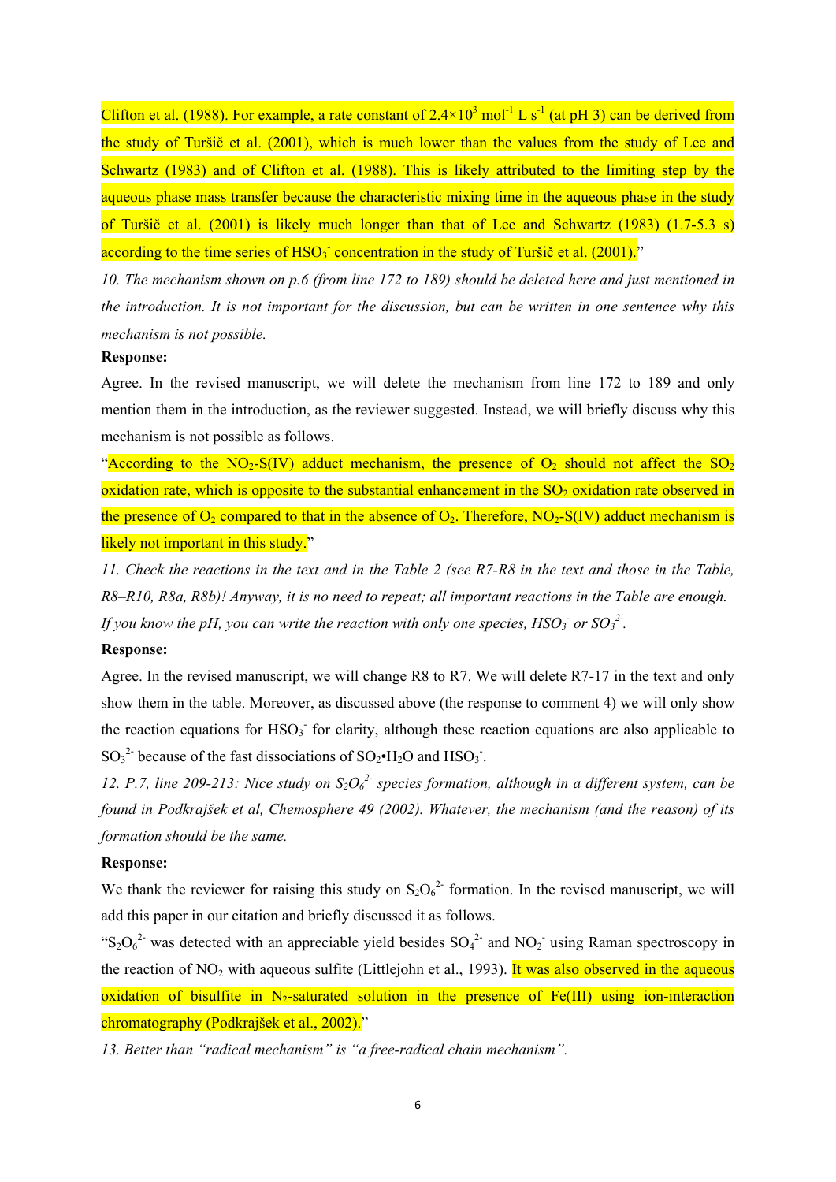Clifton et al. (1988). For example, a rate constant of $2.4\times10^3$ mol$^{-1}$ L s$^{-1}$ (at pH 3) can be derived from the study of Turšič et al. (2001), which is much lower than the values from the study of Lee and Schwartz (1983) and of Clifton et al. (1988). This is likely attributed to the limiting step by the aqueous phase mass transfer because the characteristic mixing time in the aqueous phase in the study of Turšič et al. (2001) is likely much longer than that of Lee and Schwartz (1983) (1.7-5.3 s) according to the time series of $HSO_3^-$ concentration in the study of Turšič et al. (2001)."

*10. The mechanism shown on p.6 (from line 172 to 189) should be deleted here and just mentioned in the introduction. It is not important for the discussion, but can be written in one sentence why this mechanism is not possible.*

**Response:**

Agree. In the revised manuscript, we will delete the mechanism from line 172 to 189 and only mention them in the introduction, as the reviewer suggested. Instead, we will briefly discuss why this mechanism is not possible as follows.

"According to the $NO_2$-S(IV) adduct mechanism, the presence of $O_2$ should not affect the $SO_2$ oxidation rate, which is opposite to the substantial enhancement in the $SO_2$ oxidation rate observed in the presence of $O_2$ compared to that in the absence of $O_2$. Therefore, $NO_2$-S(IV) adduct mechanism is likely not important in this study."

*11. Check the reactions in the text and in the Table 2 (see R7–R8 in the text and those in the Table, R8–R10, R8a, R8b)! Anyway, it is no need to repeat; all important reactions in the Table are enough. If you know the pH, you can write the reaction with only one species, $HSO_3^-$ or $SO_3^{2-}$.*

**Response:**

Agree. In the revised manuscript, we will change R8 to R7. We will delete R7-17 in the text and only show them in the table. Moreover, as discussed above (the response to comment 4) we will only show the reaction equations for $HSO_3^-$ for clarity, although these reaction equations are also applicable to $SO_3^{2-}$ because of the fast dissociations of $SO_2{\bullet}H_2O$ and $HSO_3^-$.

*12. P.7, line 209-213: Nice study on $S_2O_6^{2-}$ species formation, although in a different system, can be found in Podkrajšek et al, Chemosphere 49 (2002). Whatever, the mechanism (and the reason) of its formation should be the same.*

**Response:**

We thank the reviewer for raising this study on $S_2O_6^{2-}$ formation. In the revised manuscript, we will add this paper in our citation and briefly discussed it as follows.

"$S_2O_6^{2-}$ was detected with an appreciable yield besides $SO_4^{2-}$ and $NO_2^-$ using Raman spectroscopy in the reaction of $NO_2$ with aqueous sulfite (Littlejohn et al., 1993). It was also observed in the aqueous oxidation of bisulfite in $N_2$-saturated solution in the presence of Fe(III) using ion-interaction chromatography (Podkrajšek et al., 2002)."

*13. Better than "radical mechanism" is "a free-radical chain mechanism".*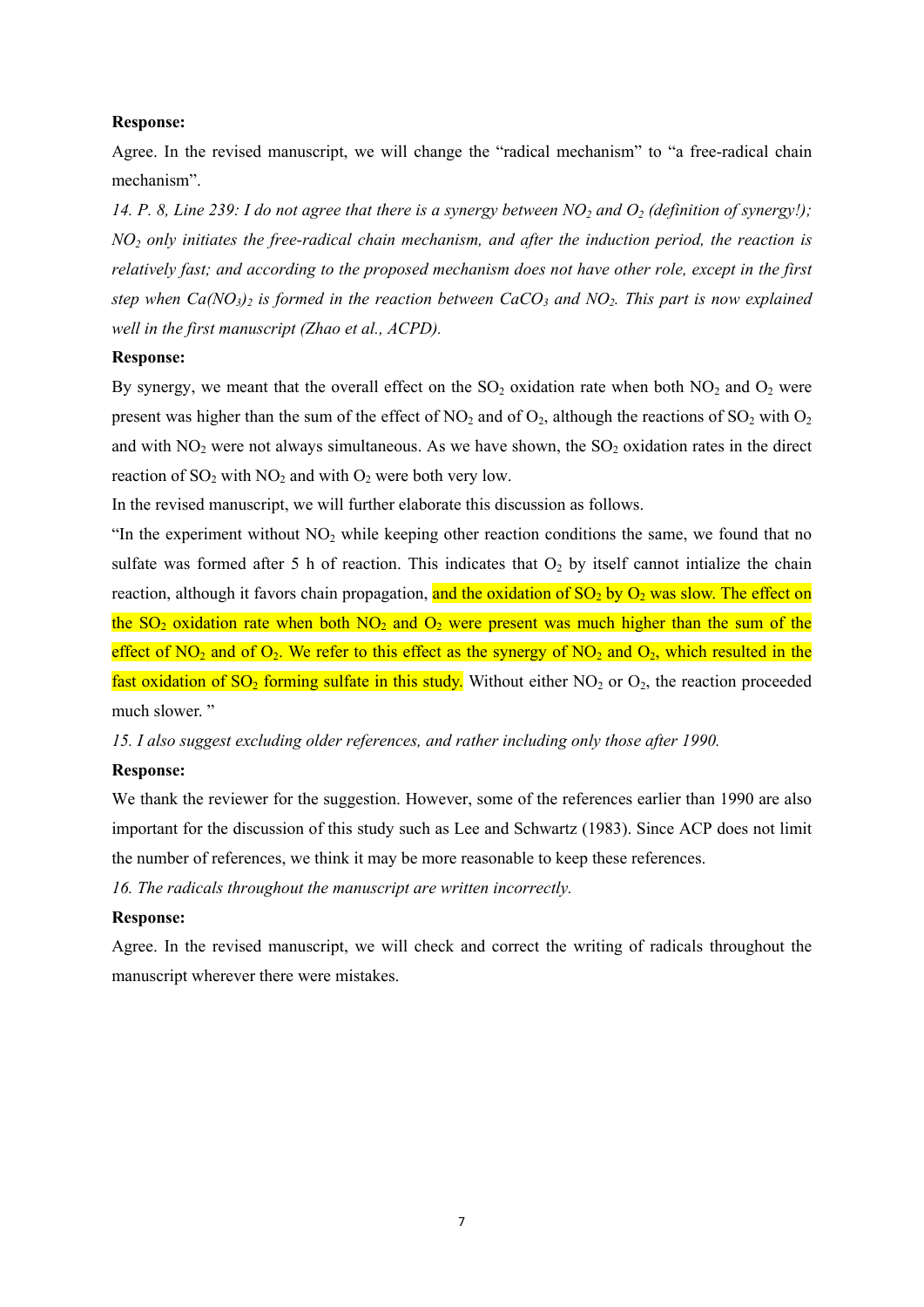**Response:**

Agree. In the revised manuscript, we will change the "radical mechanism" to "a free-radical chain mechanism".

*14. P. 8, Line 239: I do not agree that there is a synergy between $NO_2$ and $O_2$ (definition of synergy!); $NO_2$ only initiates the free-radical chain mechanism, and after the induction period, the reaction is relatively fast; and according to the proposed mechanism does not have other role, except in the first step when $Ca(NO_3)_2$ is formed in the reaction between $CaCO_3$ and $NO_2$. This part is now explained well in the first manuscript (Zhao et al., ACPD).*

**Response:**

By synergy, we meant that the overall effect on the $SO_2$ oxidation rate when both $NO_2$ and $O_2$ were present was higher than the sum of the effect of $NO_2$ and of $O_2$, although the reactions of $SO_2$ with $O_2$ and with $NO_2$ were not always simultaneous. As we have shown, the $SO_2$ oxidation rates in the direct reaction of $SO_2$ with $NO_2$ and with $O_2$ were both very low.

In the revised manuscript, we will further elaborate this discussion as follows.

"In the experiment without $NO_2$ while keeping other reaction conditions the same, we found that no sulfate was formed after 5 h of reaction. This indicates that $O_2$ by itself cannot intialize the chain reaction, although it favors chain propagation, and the oxidation of $SO_2$ by $O_2$ was slow. The effect on the $SO_2$ oxidation rate when both $NO_2$ and $O_2$ were present was much higher than the sum of the effect of $NO_2$ and of $O_2$. We refer to this effect as the synergy of $NO_2$ and $O_2$, which resulted in the fast oxidation of $SO_2$ forming sulfate in this study. Without either $NO_2$ or $O_2$, the reaction proceeded much slower."

*15. I also suggest excluding older references, and rather including only those after 1990.*

**Response:**

We thank the reviewer for the suggestion. However, some of the references earlier than 1990 are also important for the discussion of this study such as Lee and Schwartz (1983). Since ACP does not limit the number of references, we think it may be more reasonable to keep these references.

*16. The radicals throughout the manuscript are written incorrectly.*

**Response:**

Agree. In the revised manuscript, we will check and correct the writing of radicals throughout the manuscript wherever there were mistakes.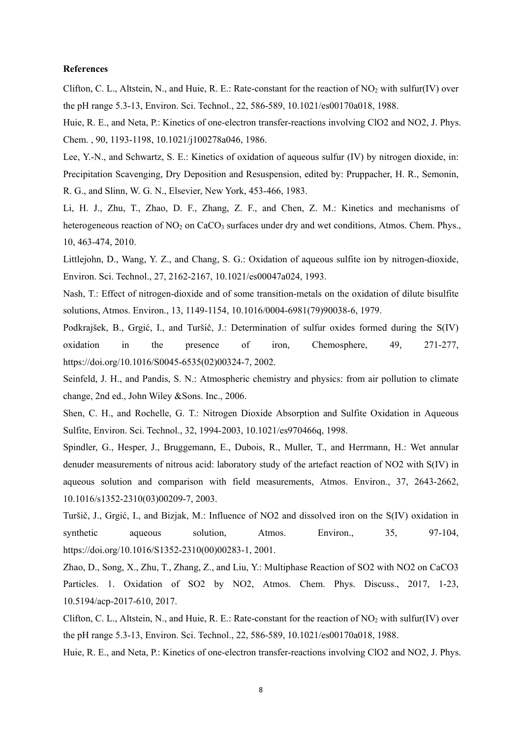**References**

Clifton, C. L., Altstein, N., and Huie, R. E.: Rate-constant for the reaction of $NO_2$ with sulfur(IV) over the pH range 5.3-13, Environ. Sci. Technol., 22, 586-589, 10.1021/es00170a018, 1988.

Huie, R. E., and Neta, P.: Kinetics of one-electron transfer-reactions involving ClO2 and NO2, J. Phys. Chem. , 90, 1193-1198, 10.1021/j100278a046, 1986.

Lee, Y.-N., and Schwartz, S. E.: Kinetics of oxidation of aqueous sulfur (IV) by nitrogen dioxide, in: Precipitation Scavenging, Dry Deposition and Resuspension, edited by: Pruppacher, H. R., Semonin, R. G., and Slinn, W. G. N., Elsevier, New York, 453-466, 1983.

Li, H. J., Zhu, T., Zhao, D. F., Zhang, Z. F., and Chen, Z. M.: Kinetics and mechanisms of heterogeneous reaction of $NO_2$ on $CaCO_3$ surfaces under dry and wet conditions, Atmos. Chem. Phys., 10, 463-474, 2010.

Littlejohn, D., Wang, Y. Z., and Chang, S. G.: Oxidation of aqueous sulfite ion by nitrogen-dioxide, Environ. Sci. Technol., 27, 2162-2167, 10.1021/es00047a024, 1993.

Nash, T.: Effect of nitrogen-dioxide and of some transition-metals on the oxidation of dilute bisulfite solutions, Atmos. Environ., 13, 1149-1154, 10.1016/0004-6981(79)90038-6, 1979.

Podkrajšek, B., Grgić, I., and Turšič, J.: Determination of sulfur oxides formed during the S(IV) oxidation in the presence of iron, Chemosphere, 49, 271-277, https://doi.org/10.1016/S0045-6535(02)00324-7, 2002.

Seinfeld, J. H., and Pandis, S. N.: Atmospheric chemistry and physics: from air pollution to climate change, 2nd ed., John Wiley &Sons. Inc., 2006.

Shen, C. H., and Rochelle, G. T.: Nitrogen Dioxide Absorption and Sulfite Oxidation in Aqueous Sulfite, Environ. Sci. Technol., 32, 1994-2003, 10.1021/es970466q, 1998.

Spindler, G., Hesper, J., Bruggemann, E., Dubois, R., Muller, T., and Herrmann, H.: Wet annular denuder measurements of nitrous acid: laboratory study of the artefact reaction of NO2 with S(IV) in aqueous solution and comparison with field measurements, Atmos. Environ., 37, 2643-2662, 10.1016/s1352-2310(03)00209-7, 2003.

Turšič, J., Grgić, I., and Bizjak, M.: Influence of NO2 and dissolved iron on the S(IV) oxidation in synthetic aqueous solution, Atmos. Environ., 35, 97-104, https://doi.org/10.1016/S1352-2310(00)00283-1, 2001.

Zhao, D., Song, X., Zhu, T., Zhang, Z., and Liu, Y.: Multiphase Reaction of SO2 with NO2 on CaCO3 Particles. 1. Oxidation of SO2 by NO2, Atmos. Chem. Phys. Discuss., 2017, 1-23, 10.5194/acp-2017-610, 2017.

Clifton, C. L., Altstein, N., and Huie, R. E.: Rate-constant for the reaction of $NO_2$ with sulfur(IV) over the pH range 5.3-13, Environ. Sci. Technol., 22, 586-589, 10.1021/es00170a018, 1988.

Huie, R. E., and Neta, P.: Kinetics of one-electron transfer-reactions involving ClO2 and NO2, J. Phys.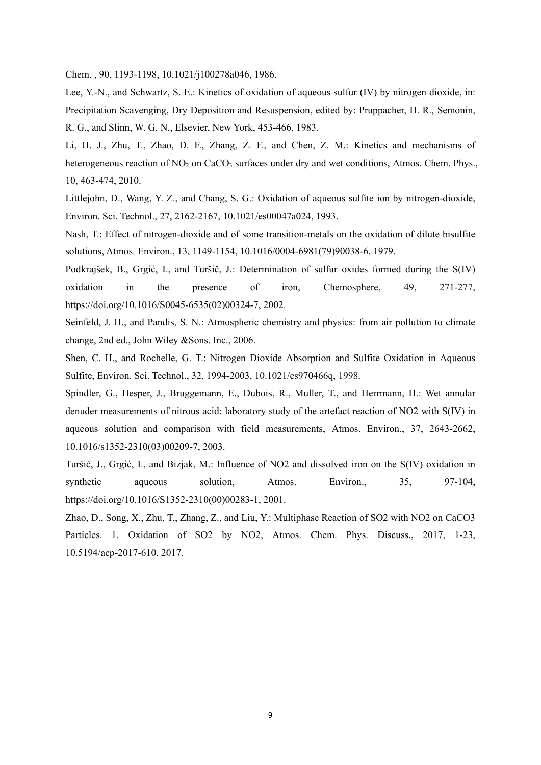Chem. , 90, 1193-1198, 10.1021/j100278a046, 1986.

Lee, Y.-N., and Schwartz, S. E.: Kinetics of oxidation of aqueous sulfur (IV) by nitrogen dioxide, in: Precipitation Scavenging, Dry Deposition and Resuspension, edited by: Pruppacher, H. R., Semonin, R. G., and Slinn, W. G. N., Elsevier, New York, 453-466, 1983.

Li, H. J., Zhu, T., Zhao, D. F., Zhang, Z. F., and Chen, Z. M.: Kinetics and mechanisms of heterogeneous reaction of $NO_2$ on $CaCO_3$ surfaces under dry and wet conditions, Atmos. Chem. Phys., 10, 463-474, 2010.

Littlejohn, D., Wang, Y. Z., and Chang, S. G.: Oxidation of aqueous sulfite ion by nitrogen-dioxide, Environ. Sci. Technol., 27, 2162-2167, 10.1021/es00047a024, 1993.

Nash, T.: Effect of nitrogen-dioxide and of some transition-metals on the oxidation of dilute bisulfite solutions, Atmos. Environ., 13, 1149-1154, 10.1016/0004-6981(79)90038-6, 1979.

Podkrajšek, B., Grgić, I., and Turšič, J.: Determination of sulfur oxides formed during the S(IV) oxidation in the presence of iron, Chemosphere, 49, 271-277, https://doi.org/10.1016/S0045-6535(02)00324-7, 2002.

Seinfeld, J. H., and Pandis, S. N.: Atmospheric chemistry and physics: from air pollution to climate change, 2nd ed., John Wiley &Sons. Inc., 2006.

Shen, C. H., and Rochelle, G. T.: Nitrogen Dioxide Absorption and Sulfite Oxidation in Aqueous Sulfite, Environ. Sci. Technol., 32, 1994-2003, 10.1021/es970466q, 1998.

Spindler, G., Hesper, J., Bruggemann, E., Dubois, R., Muller, T., and Herrmann, H.: Wet annular denuder measurements of nitrous acid: laboratory study of the artefact reaction of NO2 with S(IV) in aqueous solution and comparison with field measurements, Atmos. Environ., 37, 2643-2662, 10.1016/s1352-2310(03)00209-7, 2003.

Turšič, J., Grgić, I., and Bizjak, M.: Influence of NO2 and dissolved iron on the S(IV) oxidation in synthetic aqueous solution, Atmos. Environ., 35, 97-104, https://doi.org/10.1016/S1352-2310(00)00283-1, 2001.

Zhao, D., Song, X., Zhu, T., Zhang, Z., and Liu, Y.: Multiphase Reaction of SO2 with NO2 on CaCO3 Particles. 1. Oxidation of SO2 by NO2, Atmos. Chem. Phys. Discuss., 2017, 1-23, 10.5194/acp-2017-610, 2017.